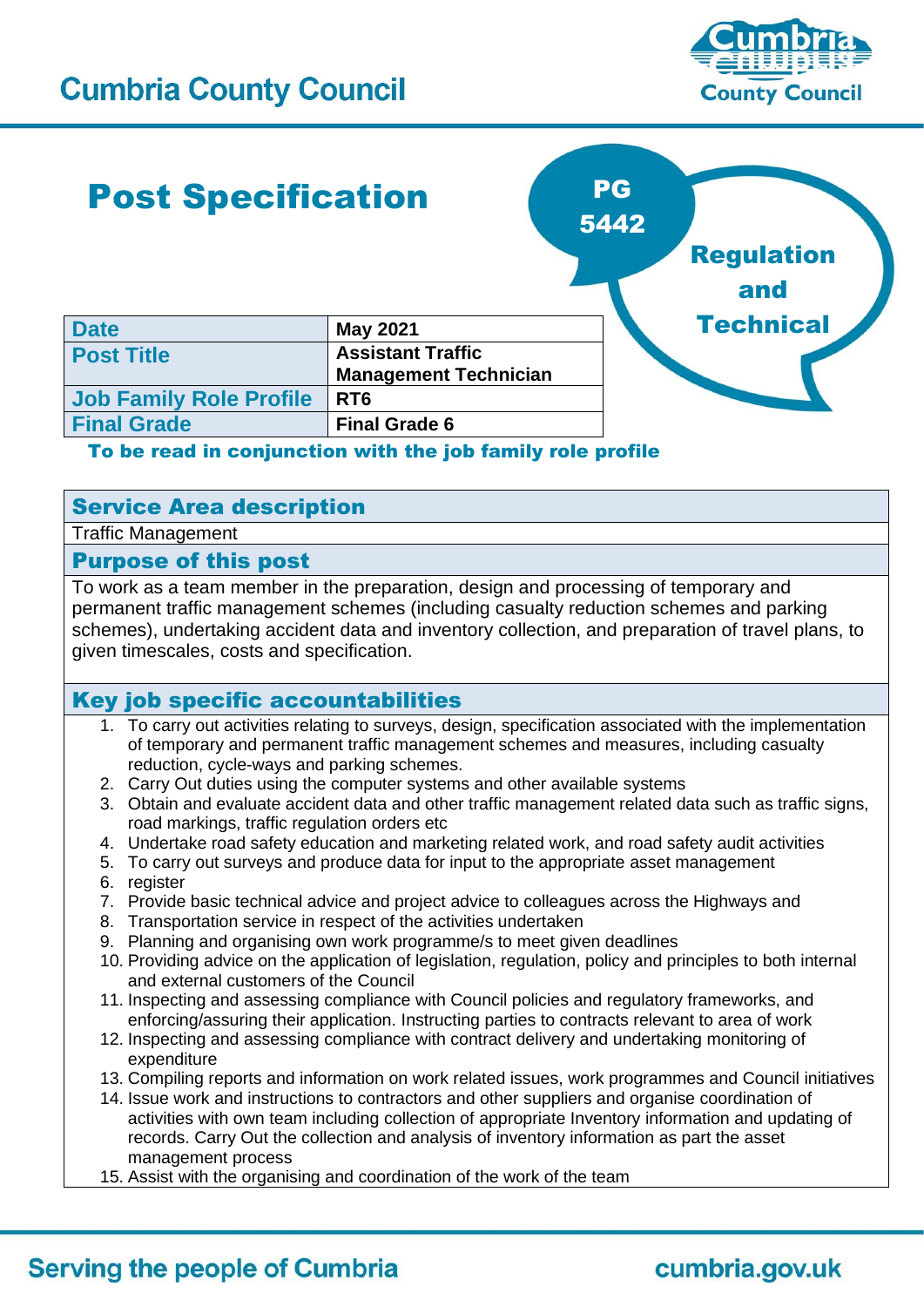# Cumbria County Council

# Post Specification

PG 5442

Regulation and Technical

| Date | May 2021 |
|---|---|
| Post Title | Assistant Traffic Management Technician |
| Job Family Role Profile | RT6 |
| Final Grade | Final Grade 6 |

**To be read in conjunction with the job family role profile**

## Service Area description

Traffic Management

## Purpose of this post

To work as a team member in the preparation, design and processing of temporary and permanent traffic management schemes (including casualty reduction schemes and parking schemes), undertaking accident data and inventory collection, and preparation of travel plans, to given timescales, costs and specification.

## Key job specific accountabilities

1. To carry out activities relating to surveys, design, specification associated with the implementation of temporary and permanent traffic management schemes and measures, including casualty reduction, cycle-ways and parking schemes.
2. Carry Out duties using the computer systems and other available systems
3. Obtain and evaluate accident data and other traffic management related data such as traffic signs, road markings, traffic regulation orders etc
4. Undertake road safety education and marketing related work, and road safety audit activities
5. To carry out surveys and produce data for input to the appropriate asset management
6. register
7. Provide basic technical advice and project advice to colleagues across the Highways and
8. Transportation service in respect of the activities undertaken
9. Planning and organising own work programme/s to meet given deadlines
10. Providing advice on the application of legislation, regulation, policy and principles to both internal and external customers of the Council
11. Inspecting and assessing compliance with Council policies and regulatory frameworks, and enforcing/assuring their application. Instructing parties to contracts relevant to area of work
12. Inspecting and assessing compliance with contract delivery and undertaking monitoring of expenditure
13. Compiling reports and information on work related issues, work programmes and Council initiatives
14. Issue work and instructions to contractors and other suppliers and organise coordination of activities with own team including collection of appropriate Inventory information and updating of records. Carry Out the collection and analysis of inventory information as part the asset management process
15. Assist with the organising and coordination of the work of the team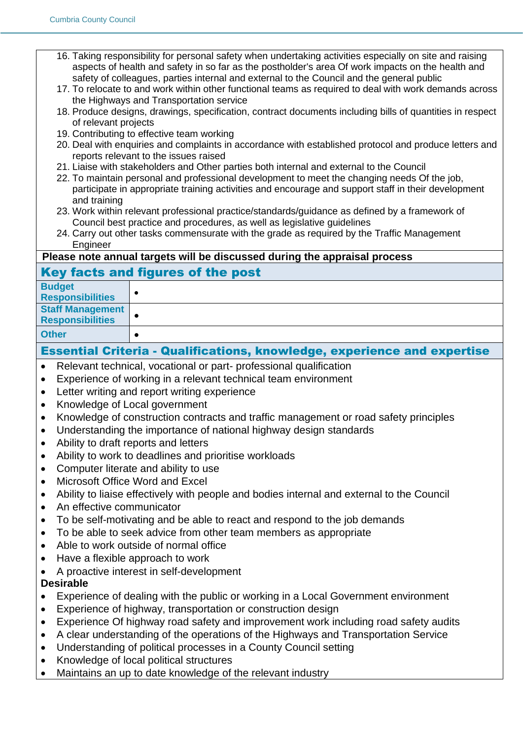16. Taking responsibility for personal safety when undertaking activities especially on site and raising aspects of health and safety in so far as the postholder's area Of work impacts on the health and safety of colleagues, parties internal and external to the Council and the general public
17. To relocate to and work within other functional teams as required to deal with work demands across the Highways and Transportation service
18. Produce designs, drawings, specification, contract documents including bills of quantities in respect of relevant projects
19. Contributing to effective team working
20. Deal with enquiries and complaints in accordance with established protocol and produce letters and reports relevant to the issues raised
21. Liaise with stakeholders and Other parties both internal and external to the Council
22. To maintain personal and professional development to meet the changing needs Of the job, participate in appropriate training activities and encourage and support staff in their development and training
23. Work within relevant professional practice/standards/guidance as defined by a framework of Council best practice and procedures, as well as legislative guidelines
24. Carry out other tasks commensurate with the grade as required by the Traffic Management Engineer

**Please note annual targets will be discussed during the appraisal process**

## Key facts and figures of the post

| | |
|---|---|
| **Budget Responsibilities** | • |
| **Staff Management Responsibilities** | • |
| **Other** | • |

## Essential Criteria - Qualifications, knowledge, experience and expertise

- Relevant technical, vocational or part- professional qualification
- Experience of working in a relevant technical team environment
- Letter writing and report writing experience
- Knowledge of Local government
- Knowledge of construction contracts and traffic management or road safety principles
- Understanding the importance of national highway design standards
- Ability to draft reports and letters
- Ability to work to deadlines and prioritise workloads
- Computer literate and ability to use
- Microsoft Office Word and Excel
- Ability to liaise effectively with people and bodies internal and external to the Council
- An effective communicator
- To be self-motivating and be able to react and respond to the job demands
- To be able to seek advice from other team members as appropriate
- Able to work outside of normal office
- Have a flexible approach to work
- A proactive interest in self-development

**Desirable**

- Experience of dealing with the public or working in a Local Government environment
- Experience of highway, transportation or construction design
- Experience Of highway road safety and improvement work including road safety audits
- A clear understanding of the operations of the Highways and Transportation Service
- Understanding of political processes in a County Council setting
- Knowledge of local political structures
- Maintains an up to date knowledge of the relevant industry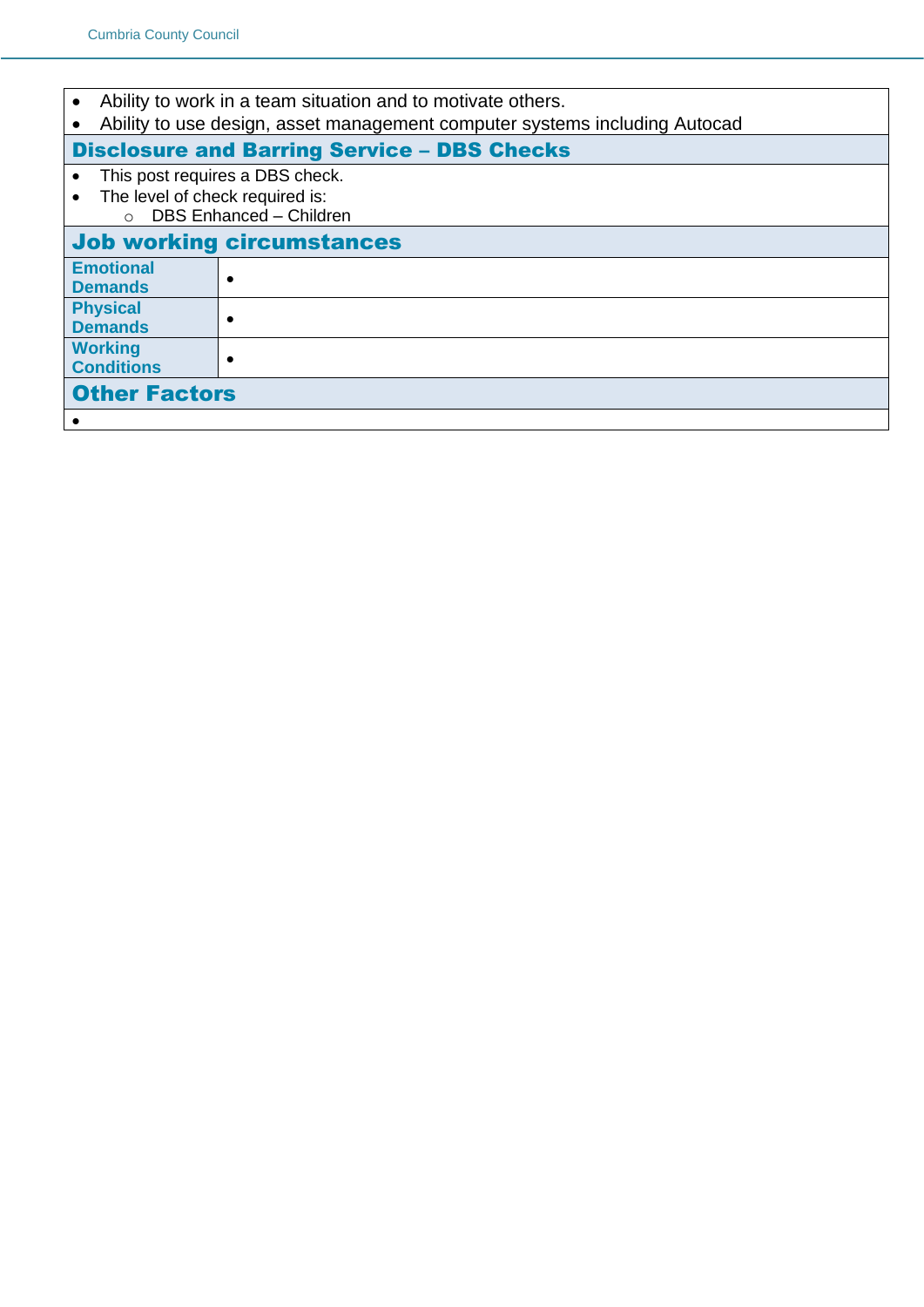- Ability to work in a team situation and to motivate others.
- Ability to use design, asset management computer systems including Autocad

## Disclosure and Barring Service – DBS Checks

- This post requires a DBS check.
- The level of check required is:
  - DBS Enhanced – Children

## Job working circumstances

| | |
|---|---|
| **Emotional Demands** | • |
| **Physical Demands** | • |
| **Working Conditions** | • |

## Other Factors

-